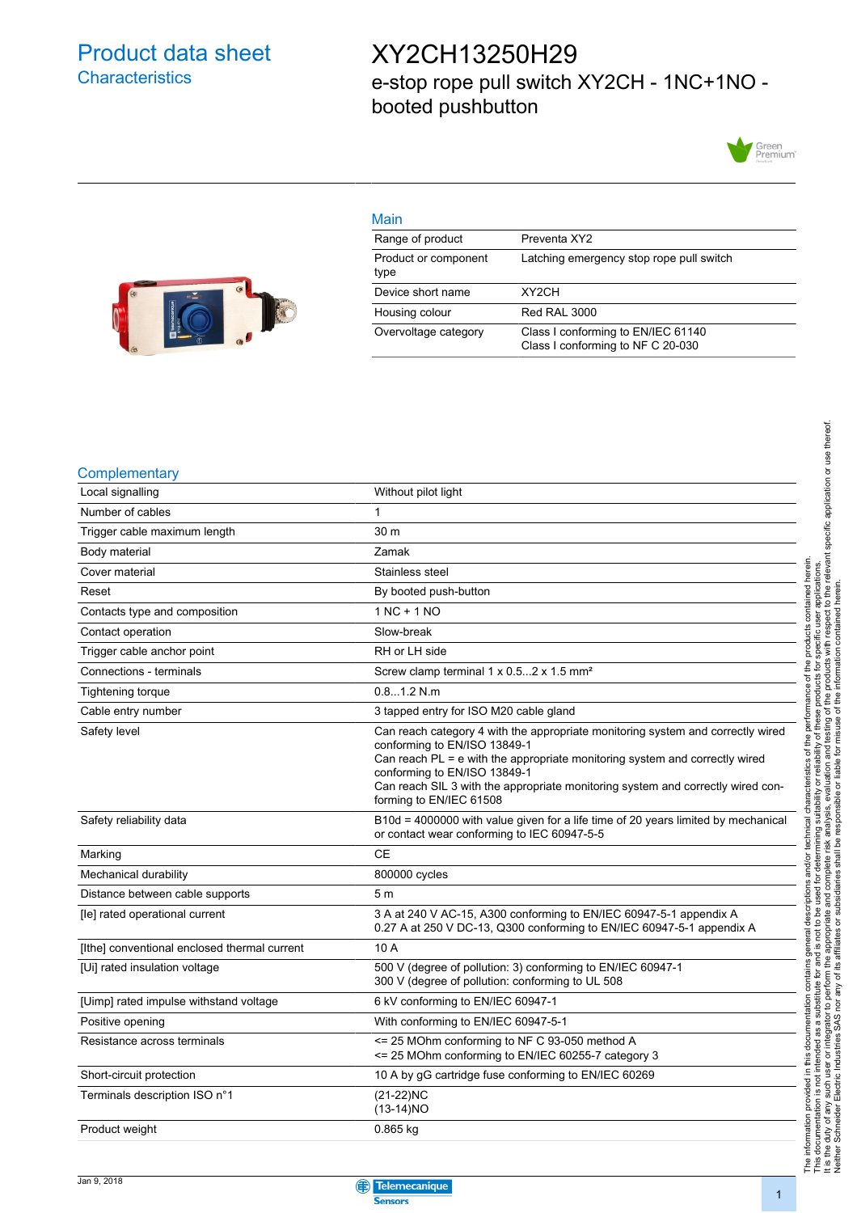# Product data sheet
## Characteristics

# XY2CH13250H29
## e-stop rope pull switch XY2CH - 1NC+1NO - booted pushbutton

### Main

| | |
|---|---|
| Range of product | Preventa XY2 |
| Product or component type | Latching emergency stop rope pull switch |
| Device short name | XY2CH |
| Housing colour | Red RAL 3000 |
| Overvoltage category | Class I conforming to EN/IEC 61140<br>Class I conforming to NF C 20-030 |

### Complementary

| | |
|---|---|
| Local signalling | Without pilot light |
| Number of cables | 1 |
| Trigger cable maximum length | 30 m |
| Body material | Zamak |
| Cover material | Stainless steel |
| Reset | By booted push-button |
| Contacts type and composition | 1 NC + 1 NO |
| Contact operation | Slow-break |
| Trigger cable anchor point | RH or LH side |
| Connections - terminals | Screw clamp terminal 1 x 0.5...2 x 1.5 mm² |
| Tightening torque | 0.8...1.2 N.m |
| Cable entry number | 3 tapped entry for ISO M20 cable gland |
| Safety level | Can reach category 4 with the appropriate monitoring system and correctly wired conforming to EN/ISO 13849-1<br>Can reach PL = e with the appropriate monitoring system and correctly wired conforming to EN/ISO 13849-1<br>Can reach SIL 3 with the appropriate monitoring system and correctly wired conforming to EN/IEC 61508 |
| Safety reliability data | B10d = 4000000 with value given for a life time of 20 years limited by mechanical or contact wear conforming to IEC 60947-5-5 |
| Marking | CE |
| Mechanical durability | 800000 cycles |
| Distance between cable supports | 5 m |
| [Ie] rated operational current | 3 A at 240 V AC-15, A300 conforming to EN/IEC 60947-5-1 appendix A<br>0.27 A at 250 V DC-13, Q300 conforming to EN/IEC 60947-5-1 appendix A |
| [Ithe] conventional enclosed thermal current | 10 A |
| [Ui] rated insulation voltage | 500 V (degree of pollution: 3) conforming to EN/IEC 60947-1<br>300 V (degree of pollution: conforming to UL 508 |
| [Uimp] rated impulse withstand voltage | 6 kV conforming to EN/IEC 60947-1 |
| Positive opening | With conforming to EN/IEC 60947-5-1 |
| Resistance across terminals | <= 25 MOhm conforming to NF C 93-050 method A<br><= 25 MOhm conforming to EN/IEC 60255-7 category 3 |
| Short-circuit protection | 10 A by gG cartridge fuse conforming to EN/IEC 60269 |
| Terminals description ISO n°1 | (21-22)NC<br>(13-14)NO |
| Product weight | 0.865 kg |

The information provided in this documentation contains general descriptions and/or technical characteristics of the performance of the products contained herein.
This documentation is not intended as a substitute for and is not to be used for determining suitability or reliability of these products for specific user applications.
It is the duty of any such user or integrator to perform the appropriate and complete risk analysis, evaluation and testing of the products with respect to the relevant specific application or use thereof.
Neither Schneider Electric Industries SAS nor any of its affiliates or subsidiaries shall be responsible or liable for misuse of the information contained herein.

Jan 9, 2018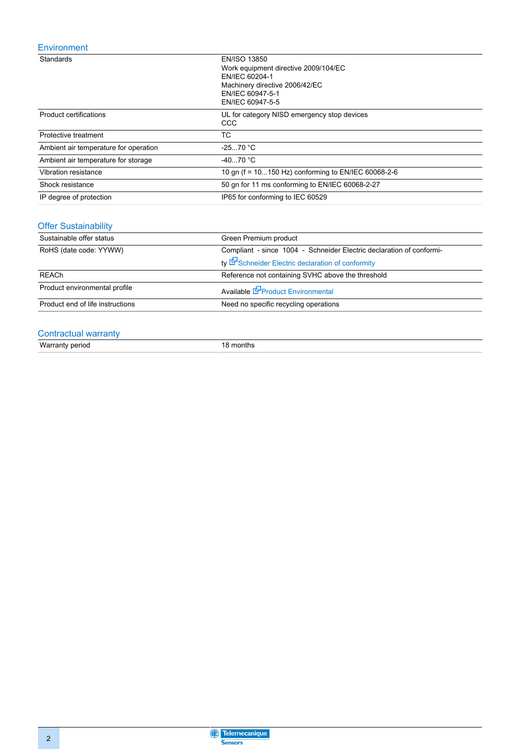## Environment

| | |
|---|---|
| Standards | EN/ISO 13850<br>Work equipment directive 2009/104/EC<br>EN/IEC 60204-1<br>Machinery directive 2006/42/EC<br>EN/IEC 60947-5-1<br>EN/IEC 60947-5-5 |
| Product certifications | UL for category NISD emergency stop devices<br>CCC |
| Protective treatment | TC |
| Ambient air temperature for operation | -25...70 °C |
| Ambient air temperature for storage | -40...70 °C |
| Vibration resistance | 10 gn (f = 10...150 Hz) conforming to EN/IEC 60068-2-6 |
| Shock resistance | 50 gn for 11 ms conforming to EN/IEC 60068-2-27 |
| IP degree of protection | IP65 for conforming to IEC 60529 |

## Offer Sustainability

| | |
|---|---|
| Sustainable offer status | Green Premium product |
| RoHS (date code: YYWW) | Compliant - since 1004 - Schneider Electric declaration of conformity Schneider Electric declaration of conformity |
| REACh | Reference not containing SVHC above the threshold |
| Product environmental profile | Available Product Environmental |
| Product end of life instructions | Need no specific recycling operations |

## Contractual warranty

| | |
|---|---|
| Warranty period | 18 months |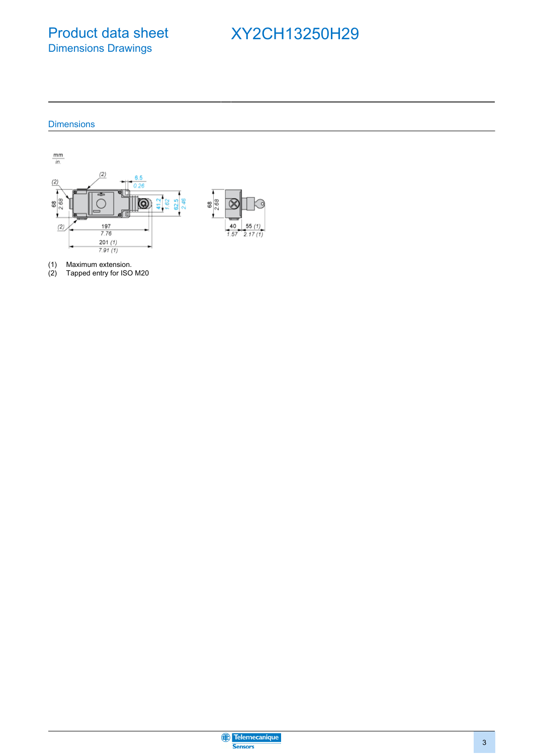# Product data sheet
## Dimensions Drawings

# XY2CH13250H29

### Dimensions

(1) Maximum extension.
(2) Tapped entry for ISO M20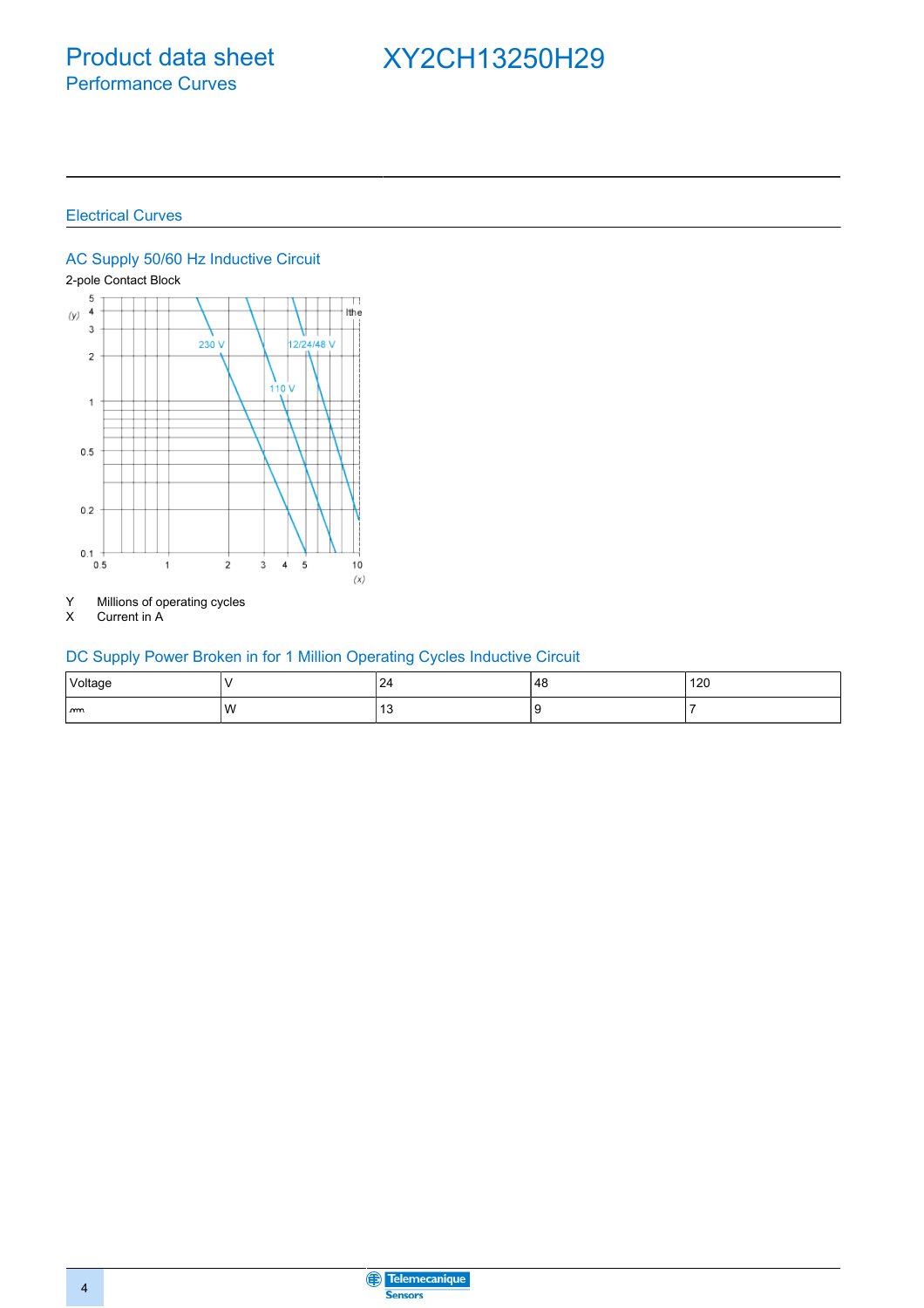# Product data sheet
## Performance Curves

# XY2CH13250H29

## Electrical Curves

### AC Supply 50/60 Hz Inductive Circuit

2-pole Contact Block

(y)
5
4
3
2
1
0.5
0.2
0.1
0.5
1
2
3
4
5
10
(x)
Ithe
230 V
12/24/48 V
110 V

Y Millions of operating cycles
X Current in A

### DC Supply Power Broken in for 1 Million Operating Cycles Inductive Circuit

| | | | | |
|---|---|---|---|---|
| Voltage | V | 24 | 48 | 120 |
| ⎓ | W | 13 | 9 | 7 |